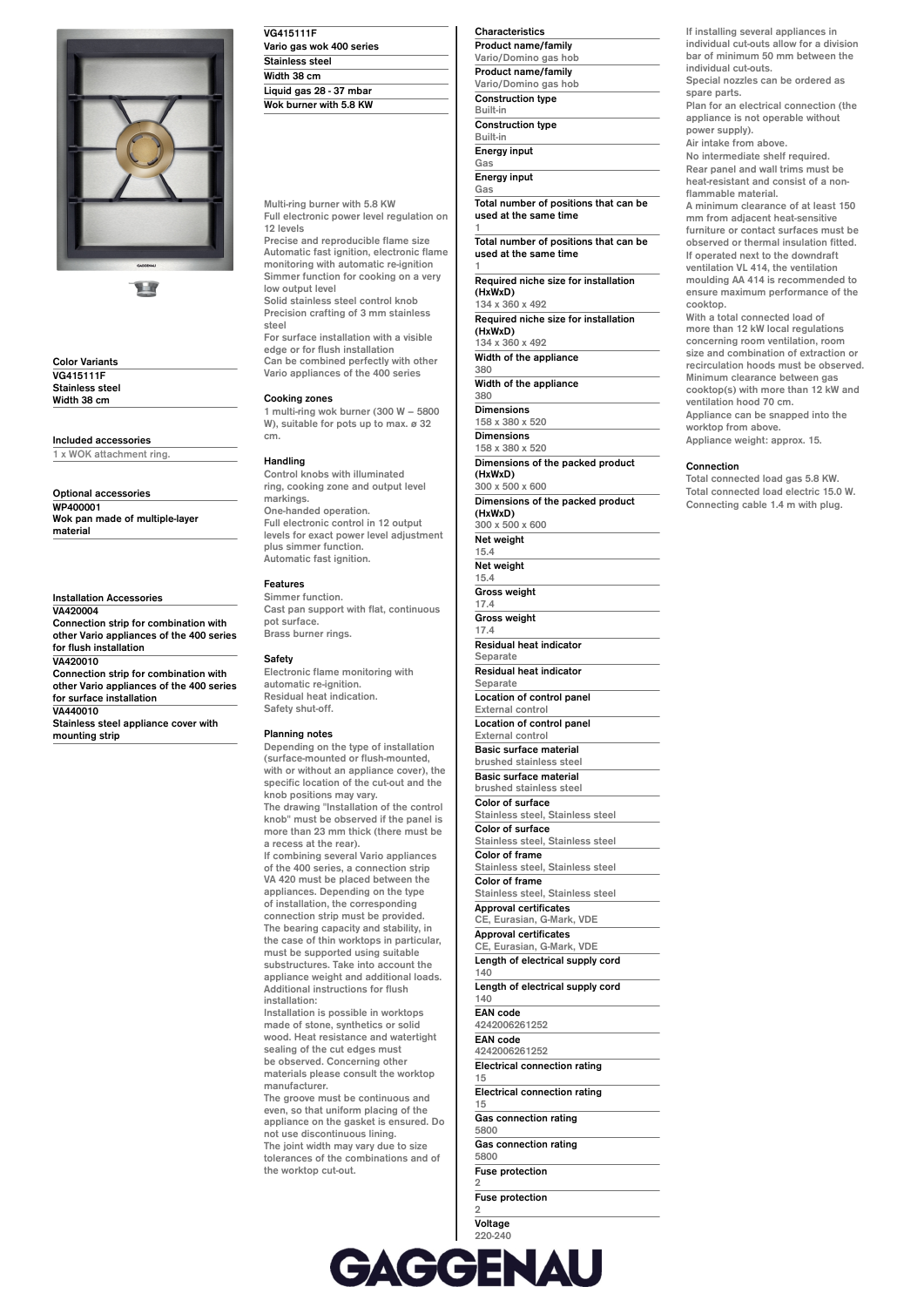**VG415111F**
**Vario gas wok 400 series**
**Stainless steel**
**Width 38 cm**
**Liquid gas 28 - 37 mbar**
**Wok burner with 5.8 KW**

Multi-ring burner with 5.8 KW
Full electronic power level regulation on 12 levels
Precise and reproducible flame size
Automatic fast ignition, electronic flame monitoring with automatic re-ignition
Simmer function for cooking on a very low output level
Solid stainless steel control knob
Precision crafting of 3 mm stainless steel
For surface installation with a visible edge or for flush installation
Can be combined perfectly with other Vario appliances of the 400 series

## Color Variants

**VG415111F**
**Stainless steel**
**Width 38 cm**

## Included accessories

1 x WOK attachment ring.

## Optional accessories

**WP400001**
**Wok pan made of multiple-layer material**

## Installation Accessories

**VA420004**
**Connection strip for combination with other Vario appliances of the 400 series for flush installation**
**VA420010**
**Connection strip for combination with other Vario appliances of the 400 series for surface installation**
**VA440010**
**Stainless steel appliance cover with mounting strip**

## Cooking zones

1 multi-ring wok burner (300 W – 5800 W), suitable for pots up to max. ø 32 cm.

## Handling

Control knobs with illuminated ring, cooking zone and output level markings.
One-handed operation.
Full electronic control in 12 output levels for exact power level adjustment plus simmer function.
Automatic fast ignition.

## Features

Simmer function.
Cast pan support with flat, continuous pot surface.
Brass burner rings.

## Safety

Electronic flame monitoring with automatic re-ignition.
Residual heat indication.
Safety shut-off.

## Planning notes

Depending on the type of installation (surface-mounted or flush-mounted, with or without an appliance cover), the specific location of the cut-out and the knob positions may vary.
The drawing "Installation of the control knob" must be observed if the panel is more than 23 mm thick (there must be a recess at the rear).
If combining several Vario appliances of the 400 series, a connection strip VA 420 must be placed between the appliances. Depending on the type of installation, the corresponding connection strip must be provided.
The bearing capacity and stability, in the case of thin worktops in particular, must be supported using suitable substructures. Take into account the appliance weight and additional loads.
Additional instructions for flush installation:
Installation is possible in worktops made of stone, synthetics or solid wood. Heat resistance and watertight sealing of the cut edges must be observed. Concerning other materials please consult the worktop manufacturer.
The groove must be continuous and even, so that uniform placing of the appliance on the gasket is ensured. Do not use discontinuous lining.
The joint width may vary due to size tolerances of the combinations and of the worktop cut-out.

## Characteristics

**Product name/family**
Vario/Domino gas hob
**Product name/family**
Vario/Domino gas hob
**Construction type**
Built-in
**Construction type**
Built-in
**Energy input**
Gas
**Energy input**
Gas
**Total number of positions that can be used at the same time**
1
**Total number of positions that can be used at the same time**
1
**Required niche size for installation (HxWxD)**
134 x 360 x 492
**Required niche size for installation (HxWxD)**
134 x 360 x 492
**Width of the appliance**
380
**Width of the appliance**
380
**Dimensions**
158 x 380 x 520
**Dimensions**
158 x 380 x 520
**Dimensions of the packed product (HxWxD)**
300 x 500 x 600
**Dimensions of the packed product (HxWxD)**
300 x 500 x 600
**Net weight**
15.4
**Net weight**
15.4
**Gross weight**
17.4
**Gross weight**
17.4
**Residual heat indicator**
Separate
**Residual heat indicator**
Separate
**Location of control panel**
External control
**Location of control panel**
External control
**Basic surface material**
brushed stainless steel
**Basic surface material**
brushed stainless steel
**Color of surface**
Stainless steel, Stainless steel
**Color of surface**
Stainless steel, Stainless steel
**Color of frame**
Stainless steel, Stainless steel
**Color of frame**
Stainless steel, Stainless steel
**Approval certificates**
CE, Eurasian, G-Mark, VDE
**Approval certificates**
CE, Eurasian, G-Mark, VDE
**Length of electrical supply cord**
140
**Length of electrical supply cord**
140
**EAN code**
4242006261252
**EAN code**
4242006261252
**Electrical connection rating**
15
**Electrical connection rating**
15
**Gas connection rating**
5800
**Gas connection rating**
5800
**Fuse protection**
2
**Fuse protection**
2
**Voltage**
220-240

If installing several appliances in individual cut-outs allow for a division bar of minimum 50 mm between the individual cut-outs.
Special nozzles can be ordered as spare parts.
Plan for an electrical connection (the appliance is not operable without power supply).
Air intake from above.
No intermediate shelf required.
Rear panel and wall trims must be heat-resistant and consist of a non-flammable material.
A minimum clearance of at least 150 mm from adjacent heat-sensitive furniture or contact surfaces must be observed or thermal insulation fitted.
If operated next to the downdraft ventilation VL 414, the ventilation moulding AA 414 is recommended to ensure maximum performance of the cooktop.
With a total connected load of more than 12 kW local regulations concerning room ventilation, room size and combination of extraction or recirculation hoods must be observed.
Minimum clearance between gas cooktop(s) with more than 12 kW and ventilation hood 70 cm.
Appliance can be snapped into the worktop from above.
Appliance weight: approx. 15.

## Connection

Total connected load gas 5.8 KW.
Total connected load electric 15.0 W.
Connecting cable 1.4 m with plug.

GAGGENAU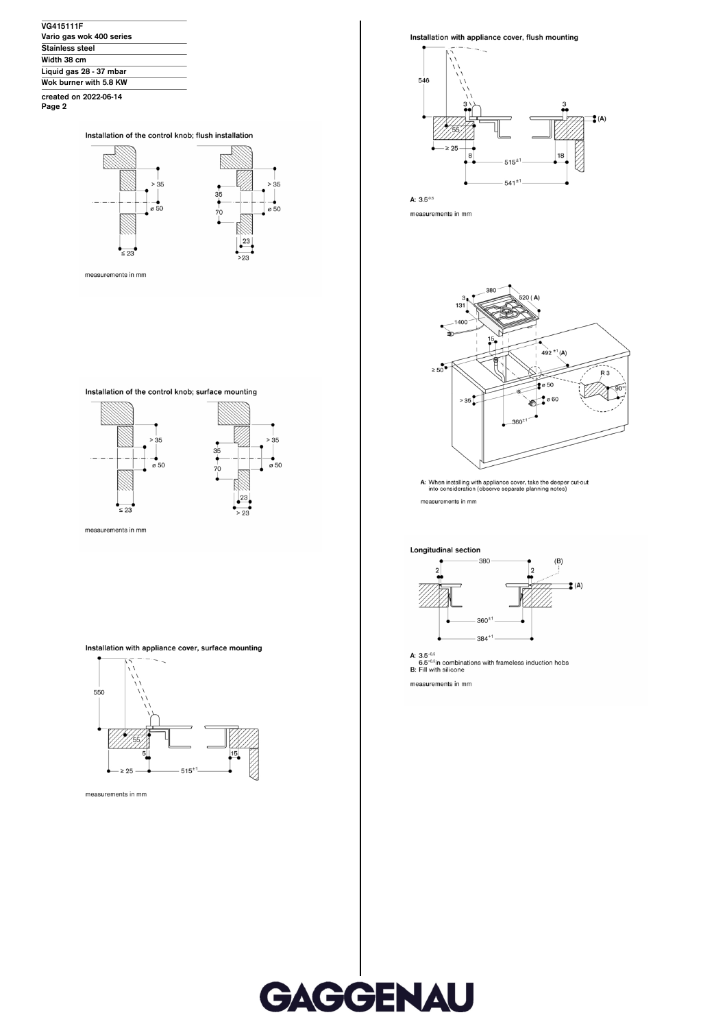VG415111F
Vario gas wok 400 series
Stainless steel
Width 38 cm
Liquid gas 28 - 37 mbar
Wok burner with 5.8 KW

created on 2022-06-14

### Installation of the control knob; flush installation

> 35
ø 50
≤ 23
35
70
23
>23

measurements in mm

### Installation of the control knob; surface mounting

> 35
ø 50
≤ 23
35
70
23
> 23

measurements in mm

### Installation with appliance cover, surface mounting

550
55
5
15
≥ 25
$515^{\pm 1}$

measurements in mm

### Installation with appliance cover, flush mounting

546
3
55
3
(A)
≥ 25
8
18
$515^{\pm 1}$
$541^{\pm 1}$

A: $3.5^{-0.5}$

measurements in mm

380
3
131
520 (A)
1400
15
$492^{\pm 1}$ (A)
≥ 50
R 3
90°
ø 50
> 35
ø 60
$360^{\pm 1}$

A: When installing with appliance cover, take the deeper cut-out into consideration (observe separate planning notes)

measurements in mm

### Longitudinal section

380
(B)
2
2
(A)
$360^{\pm 1}$
$384^{+1}$

A: $3.5^{-0.5}$
$6.5^{-0.5}$in combinations with frameless induction hobs
B: Fill with silicone

measurements in mm

GAGGENAU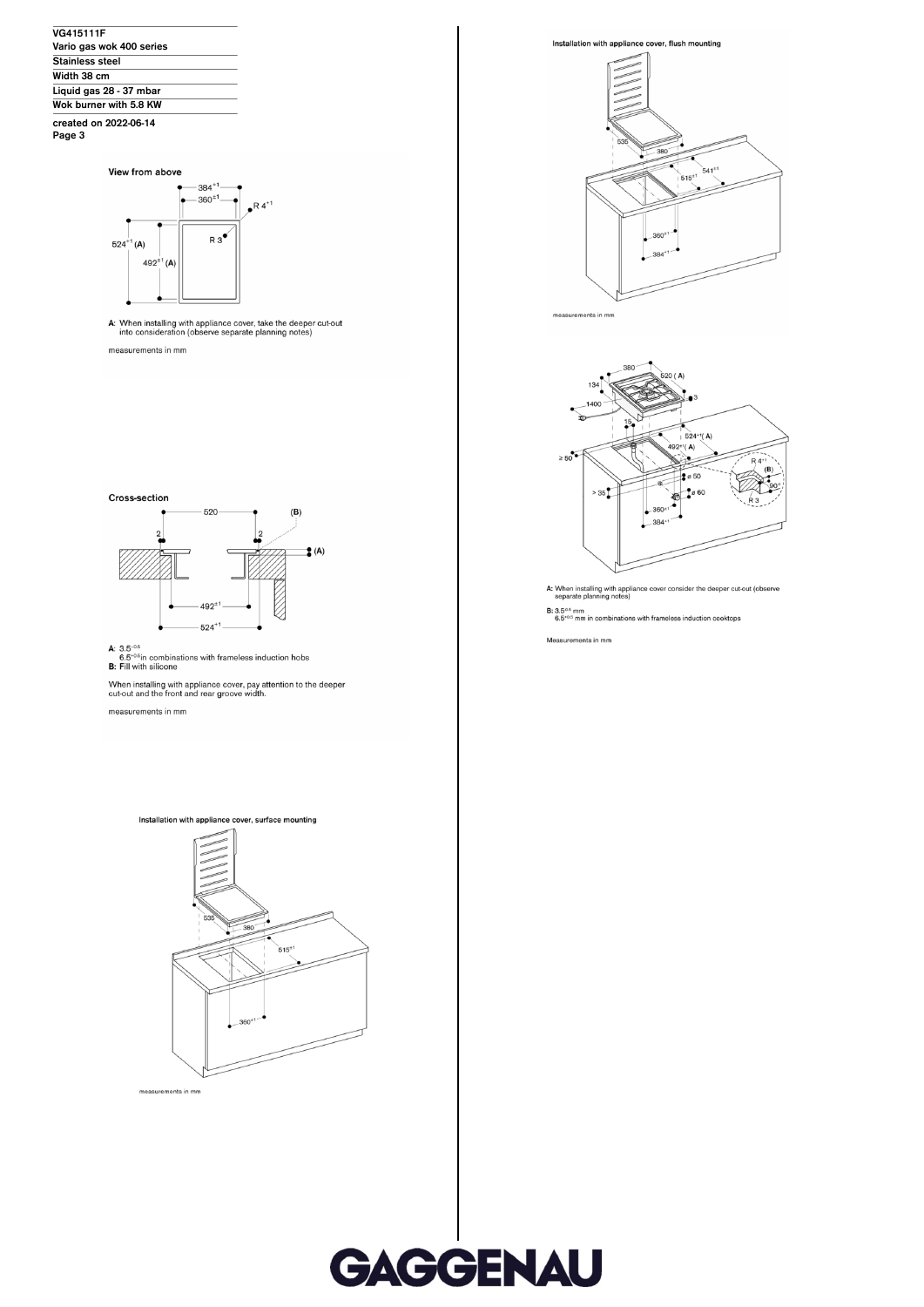VG415111F
Vario gas wok 400 series
Stainless steel
Width 38 cm
Liquid gas 28 - 37 mbar
Wok burner with 5.8 KW

created on 2022-06-14

## View from above

384 +1
360 ±1
R 4 +1
R 3
524 +1 (A)
492 ±1 (A)

A: When installing with appliance cover, take the deeper cut-out into consideration (observe separate planning notes)

measurements in mm

## Cross-section

520
(B)
2
2
(A)
492 ±1
524 +1

A: 3.5 -0.5
6.5 +0.5 in combinations with frameless induction hobs
B: Fill with silicone

When installing with appliance cover, pay attention to the deeper cut-out and the front and rear groove width.

measurements in mm

## Installation with appliance cover, surface mounting

535
380
515 ±1
360 ±1

measurements in mm

## Installation with appliance cover, flush mounting

535
380
541 ±1
515 ±1
360 ±1
384 +1

measurements in mm

380
520 (A)
134
3
1400
15
524 +1 (A)
492 ±1 (A)
≥ 50
R 4 +1
(B)
ø 50
> 35
ø 60
90°
R 3
360 ±1
384 +1

A: When installing with appliance cover consider the deeper cut-out (observe separate planning notes)

B: 3.5 -0.5 mm
6.5 +0.5 mm in combinations with frameless induction cooktops

Measurements in mm